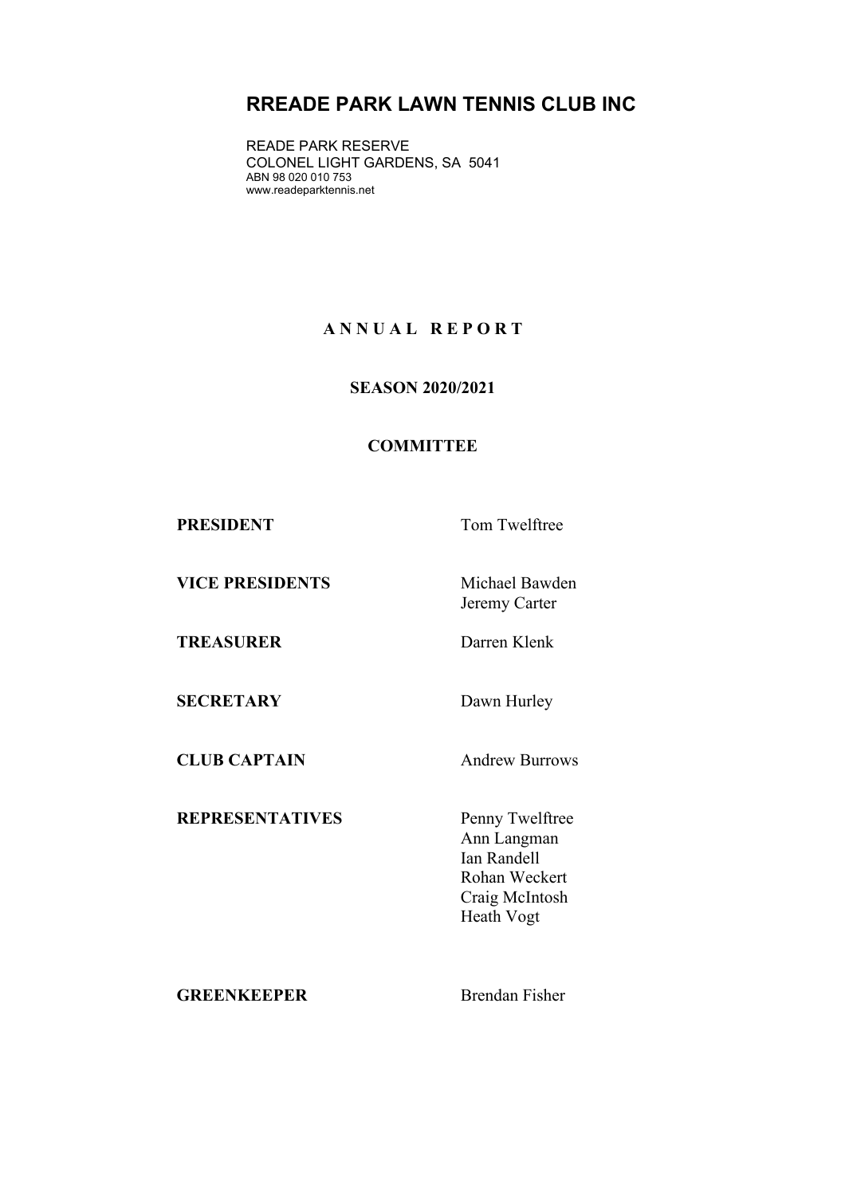# RREADE PARK LAWN TENNIS CLUB INC

READE PARK RESERVE
COLONEL LIGHT GARDENS, SA 5041
ABN 98 020 010 753
www.readeparktennis.net

## A N N U A L R E P O R T

### SEASON 2020/2021

### COMMITTEE

| | |
|---|---|
| **PRESIDENT** | Tom Twelftree |
| **VICE PRESIDENTS** | Michael Bawden<br>Jeremy Carter |
| **TREASURER** | Darren Klenk |
| **SECRETARY** | Dawn Hurley |
| **CLUB CAPTAIN** | Andrew Burrows |
| **REPRESENTATIVES** | Penny Twelftree<br>Ann Langman<br>Ian Randell<br>Rohan Weckert<br>Craig McIntosh<br>Heath Vogt |
| **GREENKEEPER** | Brendan Fisher |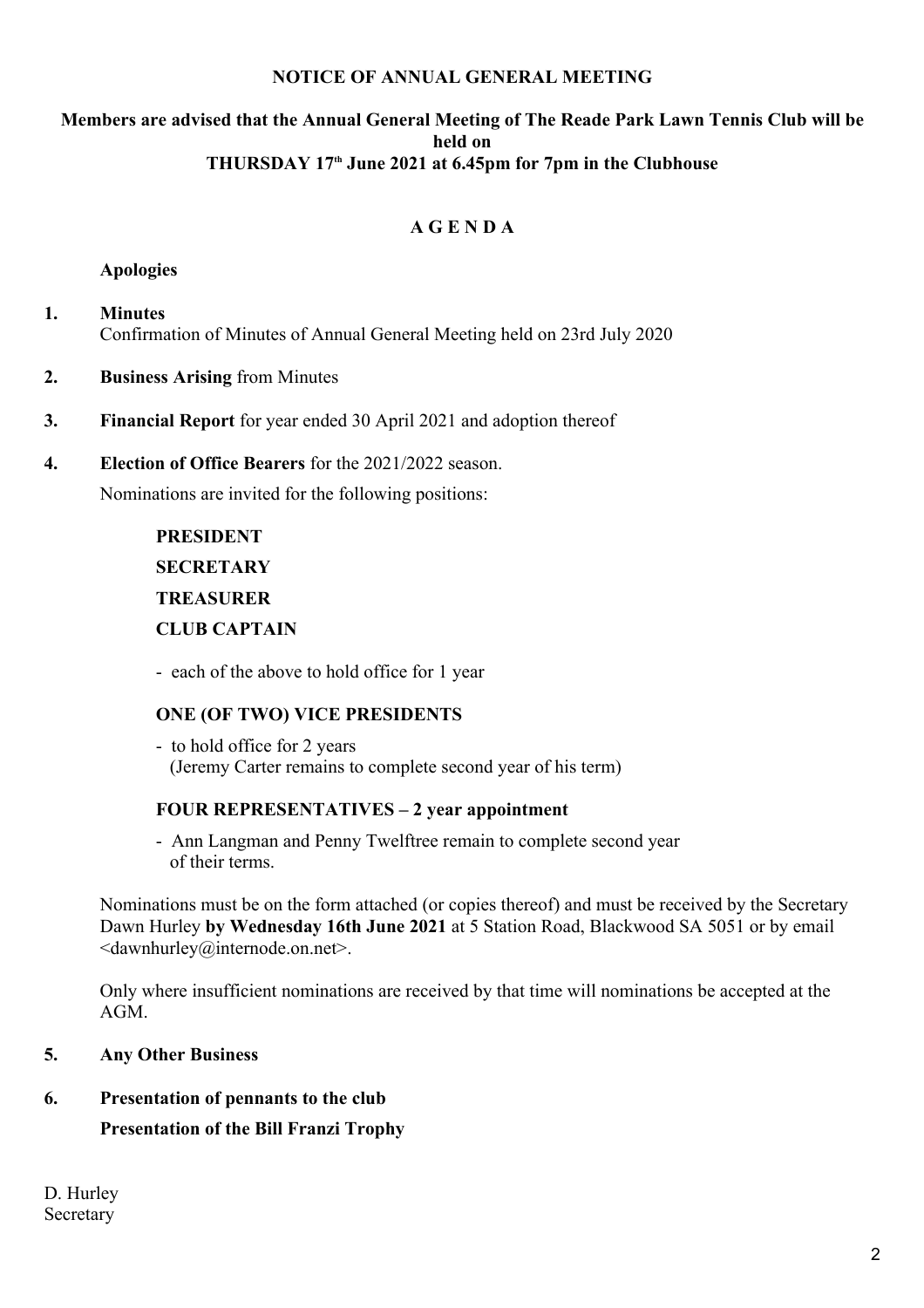**NOTICE OF ANNUAL GENERAL MEETING**

**Members are advised that the Annual General Meeting of The Reade Park Lawn Tennis Club will be held on**
**THURSDAY 17th June 2021 at 6.45pm for 7pm in the Clubhouse**

## A G E N D A

**Apologies**

1. **Minutes**
   Confirmation of Minutes of Annual General Meeting held on 23rd July 2020

2. **Business Arising** from Minutes

3. **Financial Report** for year ended 30 April 2021 and adoption thereof

4. **Election of Office Bearers** for the 2021/2022 season.

   Nominations are invited for the following positions:

   **PRESIDENT**

   **SECRETARY**

   **TREASURER**

   **CLUB CAPTAIN**

   - each of the above to hold office for 1 year

   **ONE (OF TWO) VICE PRESIDENTS**

   - to hold office for 2 years
     (Jeremy Carter remains to complete second year of his term)

   **FOUR REPRESENTATIVES – 2 year appointment**

   - Ann Langman and Penny Twelftree remain to complete second year of their terms.

   Nominations must be on the form attached (or copies thereof) and must be received by the Secretary Dawn Hurley **by Wednesday 16th June 2021** at 5 Station Road, Blackwood SA 5051 or by email <dawnhurley@internode.on.net>.

   Only where insufficient nominations are received by that time will nominations be accepted at the AGM.

5. **Any Other Business**

6. **Presentation of pennants to the club**

   **Presentation of the Bill Franzi Trophy**

D. Hurley
Secretary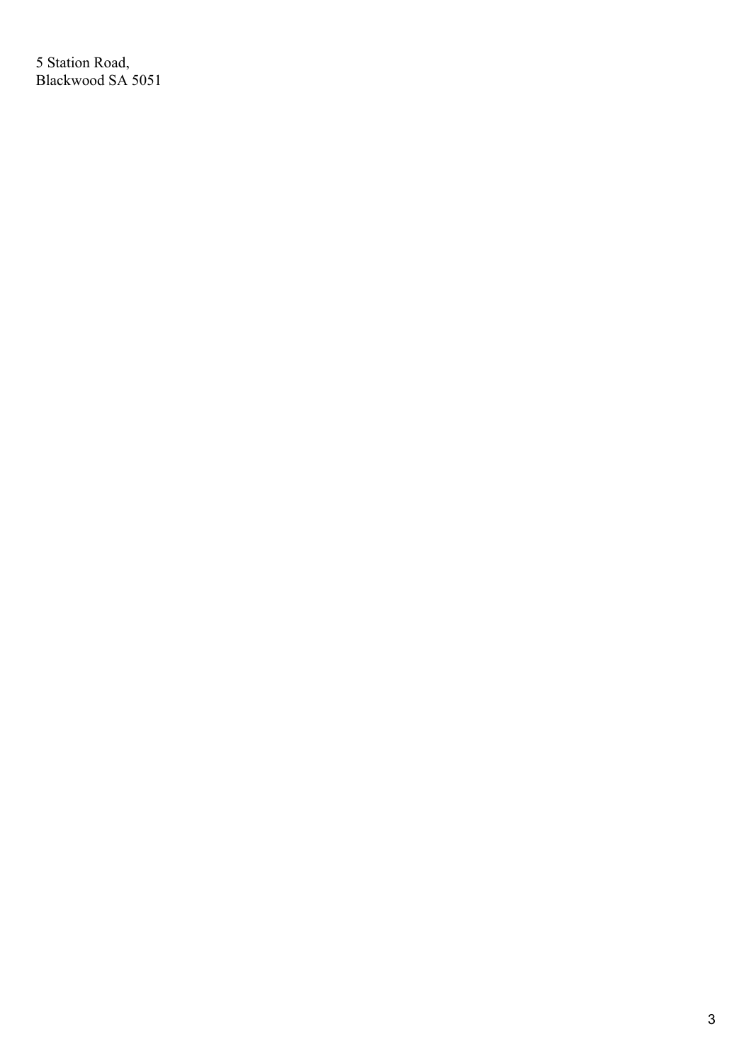5 Station Road,
Blackwood SA 5051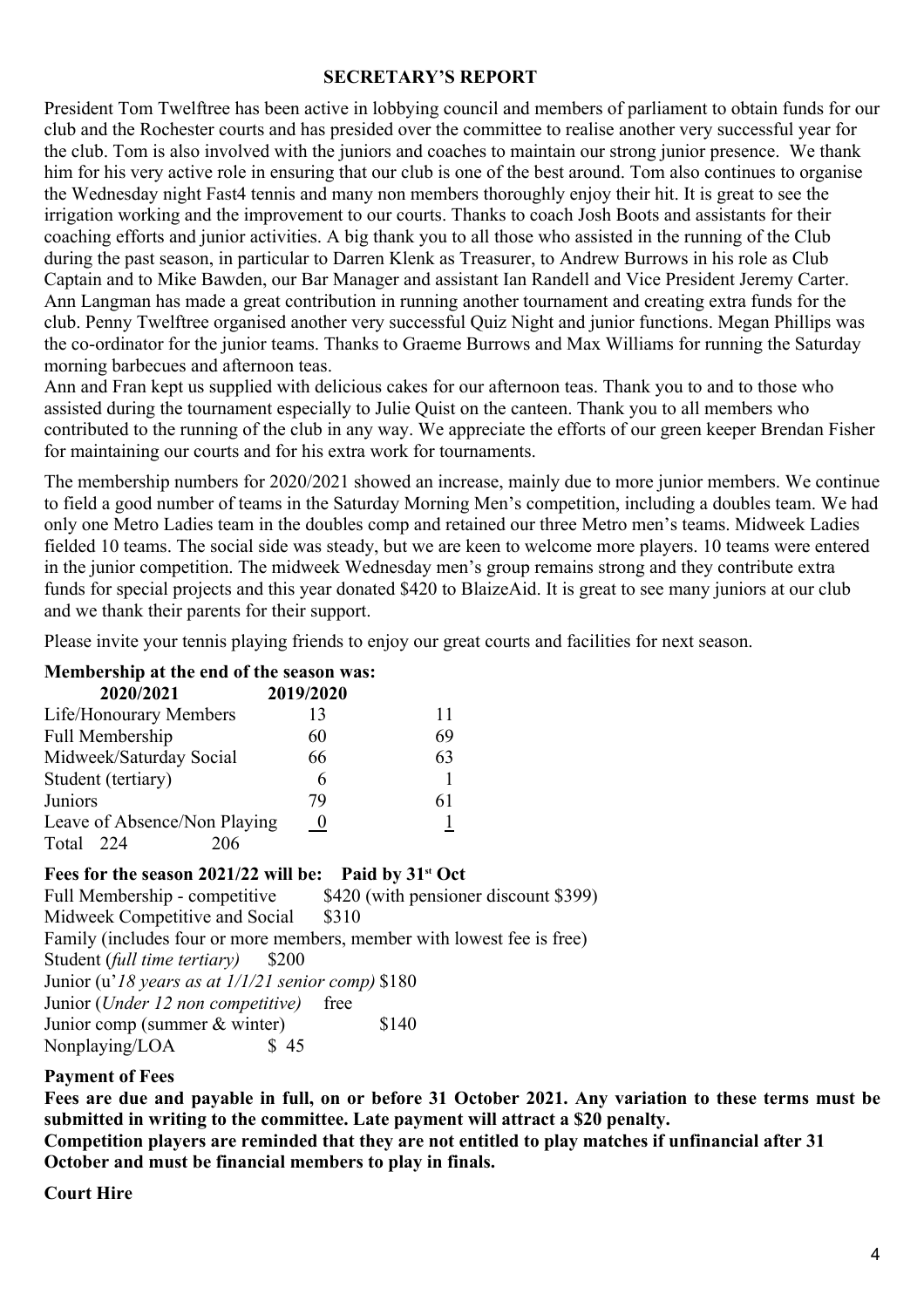## SECRETARY'S REPORT

President Tom Twelftree has been active in lobbying council and members of parliament to obtain funds for our club and the Rochester courts and has presided over the committee to realise another very successful year for the club. Tom is also involved with the juniors and coaches to maintain our strong junior presence. We thank him for his very active role in ensuring that our club is one of the best around. Tom also continues to organise the Wednesday night Fast4 tennis and many non members thoroughly enjoy their hit. It is great to see the irrigation working and the improvement to our courts. Thanks to coach Josh Boots and assistants for their coaching efforts and junior activities. A big thank you to all those who assisted in the running of the Club during the past season, in particular to Darren Klenk as Treasurer, to Andrew Burrows in his role as Club Captain and to Mike Bawden, our Bar Manager and assistant Ian Randell and Vice President Jeremy Carter. Ann Langman has made a great contribution in running another tournament and creating extra funds for the club. Penny Twelftree organised another very successful Quiz Night and junior functions. Megan Phillips was the co-ordinator for the junior teams. Thanks to Graeme Burrows and Max Williams for running the Saturday morning barbecues and afternoon teas.
Ann and Fran kept us supplied with delicious cakes for our afternoon teas. Thank you to and to those who assisted during the tournament especially to Julie Quist on the canteen. Thank you to all members who contributed to the running of the club in any way. We appreciate the efforts of our green keeper Brendan Fisher for maintaining our courts and for his extra work for tournaments.

The membership numbers for 2020/2021 showed an increase, mainly due to more junior members. We continue to field a good number of teams in the Saturday Morning Men's competition, including a doubles team. We had only one Metro Ladies team in the doubles comp and retained our three Metro men's teams. Midweek Ladies fielded 10 teams. The social side was steady, but we are keen to welcome more players. 10 teams were entered in the junior competition. The midweek Wednesday men's group remains strong and they contribute extra funds for special projects and this year donated $420 to BlaizeAid. It is great to see many juniors at our club and we thank their parents for their support.

Please invite your tennis playing friends to enjoy our great courts and facilities for next season.

**Membership at the end of the season was:**

| | 2020/2021 | 2019/2020 |
|---|---|---|
| Life/Honourary Members | 13 | 11 |
| Full Membership | 60 | 69 |
| Midweek/Saturday Social | 66 | 63 |
| Student (tertiary) | 6 | 1 |
| Juniors | 79 | 61 |
| Leave of Absence/Non Playing | 0 | 1 |
| Total | 224 | 206 |

**Fees for the season 2021/22 will be: Paid by 31st Oct**

Full Membership - competitive $420 (with pensioner discount $399)
Midweek Competitive and Social $310
Family (includes four or more members, member with lowest fee is free)
Student (*full time tertiary)* $200
Junior (u'*18 years as at 1/1/21 senior comp)* $180
Junior (*Under 12 non competitive)* free
Junior comp (summer & winter) $140
Nonplaying/LOA $ 45

**Payment of Fees**

**Fees are due and payable in full, on or before 31 October 2021. Any variation to these terms must be submitted in writing to the committee. Late payment will attract a $20 penalty.**
**Competition players are reminded that they are not entitled to play matches if unfinancial after 31 October and must be financial members to play in finals.**

**Court Hire**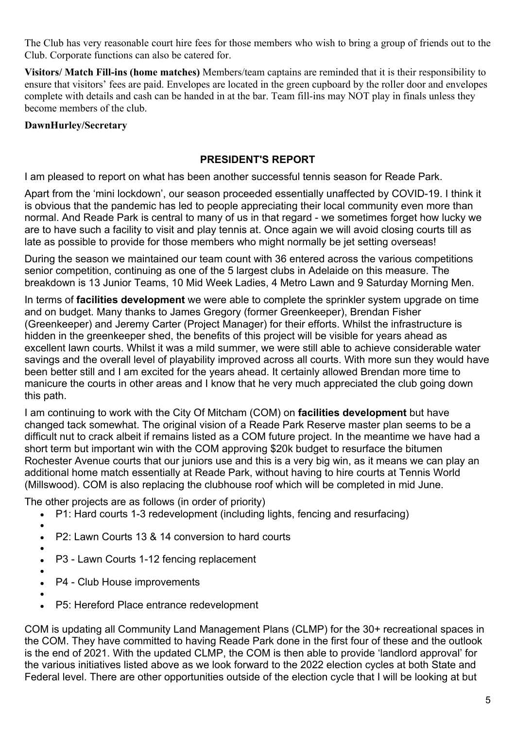The Club has very reasonable court hire fees for those members who wish to bring a group of friends out to the Club. Corporate functions can also be catered for.

**Visitors/ Match Fill-ins (home matches)** Members/team captains are reminded that it is their responsibility to ensure that visitors' fees are paid. Envelopes are located in the green cupboard by the roller door and envelopes complete with details and cash can be handed in at the bar. Team fill-ins may NOT play in finals unless they become members of the club.

**DawnHurley/Secretary**

## PRESIDENT'S REPORT

I am pleased to report on what has been another successful tennis season for Reade Park.

Apart from the 'mini lockdown', our season proceeded essentially unaffected by COVID-19. I think it is obvious that the pandemic has led to people appreciating their local community even more than normal. And Reade Park is central to many of us in that regard - we sometimes forget how lucky we are to have such a facility to visit and play tennis at. Once again we will avoid closing courts till as late as possible to provide for those members who might normally be jet setting overseas!

During the season we maintained our team count with 36 entered across the various competitions senior competition, continuing as one of the 5 largest clubs in Adelaide on this measure. The breakdown is 13 Junior Teams, 10 Mid Week Ladies, 4 Metro Lawn and 9 Saturday Morning Men.

In terms of **facilities development** we were able to complete the sprinkler system upgrade on time and on budget. Many thanks to James Gregory (former Greenkeeper), Brendan Fisher (Greenkeeper) and Jeremy Carter (Project Manager) for their efforts. Whilst the infrastructure is hidden in the greenkeeper shed, the benefits of this project will be visible for years ahead as excellent lawn courts. Whilst it was a mild summer, we were still able to achieve considerable water savings and the overall level of playability improved across all courts. With more sun they would have been better still and I am excited for the years ahead. It certainly allowed Brendan more time to manicure the courts in other areas and I know that he very much appreciated the club going down this path.

I am continuing to work with the City Of Mitcham (COM) on **facilities development** but have changed tack somewhat. The original vision of a Reade Park Reserve master plan seems to be a difficult nut to crack albeit if remains listed as a COM future project. In the meantime we have had a short term but important win with the COM approving $20k budget to resurface the bitumen Rochester Avenue courts that our juniors use and this is a very big win, as it means we can play an additional home match essentially at Reade Park, without having to hire courts at Tennis World (Millswood). COM is also replacing the clubhouse roof which will be completed in mid June.

The other projects are as follows (in order of priority)

- P1: Hard courts 1-3 redevelopment (including lights, fencing and resurfacing)
- P2: Lawn Courts 13 & 14 conversion to hard courts
- P3 - Lawn Courts 1-12 fencing replacement
- P4 - Club House improvements
- P5: Hereford Place entrance redevelopment

COM is updating all Community Land Management Plans (CLMP) for the 30+ recreational spaces in the COM. They have committed to having Reade Park done in the first four of these and the outlook is the end of 2021. With the updated CLMP, the COM is then able to provide 'landlord approval' for the various initiatives listed above as we look forward to the 2022 election cycles at both State and Federal level. There are other opportunities outside of the election cycle that I will be looking at but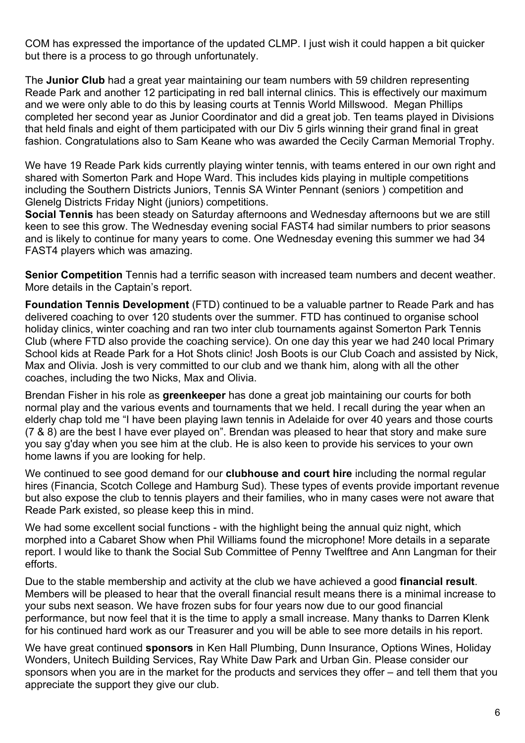COM has expressed the importance of the updated CLMP. I just wish it could happen a bit quicker but there is a process to go through unfortunately.

The **Junior Club** had a great year maintaining our team numbers with 59 children representing Reade Park and another 12 participating in red ball internal clinics. This is effectively our maximum and we were only able to do this by leasing courts at Tennis World Millswood. Megan Phillips completed her second year as Junior Coordinator and did a great job. Ten teams played in Divisions that held finals and eight of them participated with our Div 5 girls winning their grand final in great fashion. Congratulations also to Sam Keane who was awarded the Cecily Carman Memorial Trophy.

We have 19 Reade Park kids currently playing winter tennis, with teams entered in our own right and shared with Somerton Park and Hope Ward. This includes kids playing in multiple competitions including the Southern Districts Juniors, Tennis SA Winter Pennant (seniors ) competition and Glenelg Districts Friday Night (juniors) competitions.

**Social Tennis** has been steady on Saturday afternoons and Wednesday afternoons but we are still keen to see this grow. The Wednesday evening social FAST4 had similar numbers to prior seasons and is likely to continue for many years to come. One Wednesday evening this summer we had 34 FAST4 players which was amazing.

**Senior Competition** Tennis had a terrific season with increased team numbers and decent weather. More details in the Captain's report.

**Foundation Tennis Development** (FTD) continued to be a valuable partner to Reade Park and has delivered coaching to over 120 students over the summer. FTD has continued to organise school holiday clinics, winter coaching and ran two inter club tournaments against Somerton Park Tennis Club (where FTD also provide the coaching service). On one day this year we had 240 local Primary School kids at Reade Park for a Hot Shots clinic! Josh Boots is our Club Coach and assisted by Nick, Max and Olivia. Josh is very committed to our club and we thank him, along with all the other coaches, including the two Nicks, Max and Olivia.

Brendan Fisher in his role as **greenkeeper** has done a great job maintaining our courts for both normal play and the various events and tournaments that we held. I recall during the year when an elderly chap told me "I have been playing lawn tennis in Adelaide for over 40 years and those courts (7 & 8) are the best I have ever played on". Brendan was pleased to hear that story and make sure you say g'day when you see him at the club. He is also keen to provide his services to your own home lawns if you are looking for help.

We continued to see good demand for our **clubhouse and court hire** including the normal regular hires (Financia, Scotch College and Hamburg Sud). These types of events provide important revenue but also expose the club to tennis players and their families, who in many cases were not aware that Reade Park existed, so please keep this in mind.

We had some excellent social functions - with the highlight being the annual quiz night, which morphed into a Cabaret Show when Phil Williams found the microphone! More details in a separate report. I would like to thank the Social Sub Committee of Penny Twelftree and Ann Langman for their efforts.

Due to the stable membership and activity at the club we have achieved a good **financial result**. Members will be pleased to hear that the overall financial result means there is a minimal increase to your subs next season. We have frozen subs for four years now due to our good financial performance, but now feel that it is the time to apply a small increase. Many thanks to Darren Klenk for his continued hard work as our Treasurer and you will be able to see more details in his report.

We have great continued **sponsors** in Ken Hall Plumbing, Dunn Insurance, Options Wines, Holiday Wonders, Unitech Building Services, Ray White Daw Park and Urban Gin. Please consider our sponsors when you are in the market for the products and services they offer – and tell them that you appreciate the support they give our club.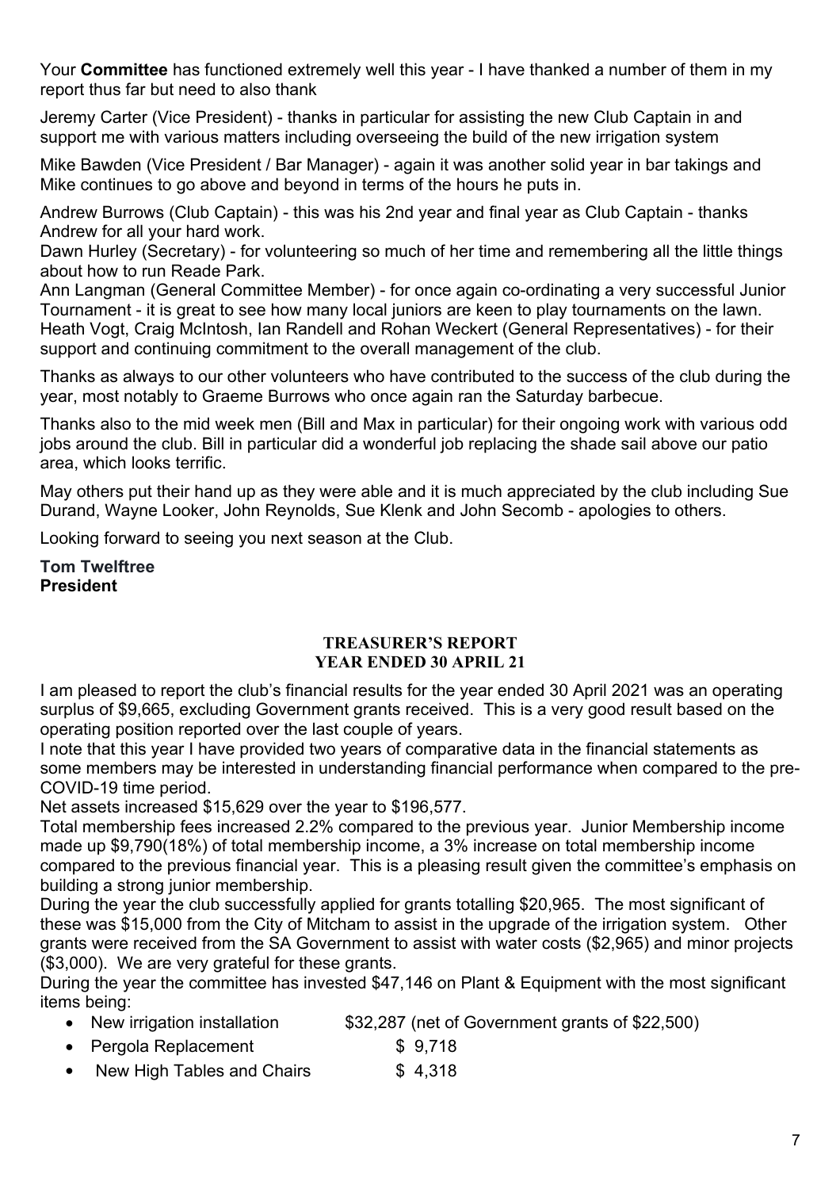Your **Committee** has functioned extremely well this year - I have thanked a number of them in my report thus far but need to also thank

Jeremy Carter (Vice President) - thanks in particular for assisting the new Club Captain in and support me with various matters including overseeing the build of the new irrigation system

Mike Bawden (Vice President / Bar Manager) - again it was another solid year in bar takings and Mike continues to go above and beyond in terms of the hours he puts in.

Andrew Burrows (Club Captain) - this was his 2nd year and final year as Club Captain - thanks Andrew for all your hard work.

Dawn Hurley (Secretary) - for volunteering so much of her time and remembering all the little things about how to run Reade Park.

Ann Langman (General Committee Member) - for once again co-ordinating a very successful Junior Tournament - it is great to see how many local juniors are keen to play tournaments on the lawn.

Heath Vogt, Craig McIntosh, Ian Randell and Rohan Weckert (General Representatives) - for their support and continuing commitment to the overall management of the club.

Thanks as always to our other volunteers who have contributed to the success of the club during the year, most notably to Graeme Burrows who once again ran the Saturday barbecue.

Thanks also to the mid week men (Bill and Max in particular) for their ongoing work with various odd jobs around the club. Bill in particular did a wonderful job replacing the shade sail above our patio area, which looks terrific.

May others put their hand up as they were able and it is much appreciated by the club including Sue Durand, Wayne Looker, John Reynolds, Sue Klenk and John Secomb - apologies to others.

Looking forward to seeing you next season at the Club.

**Tom Twelftree**
**President**

## TREASURER'S REPORT
## YEAR ENDED 30 APRIL 21

I am pleased to report the club's financial results for the year ended 30 April 2021 was an operating surplus of $9,665, excluding Government grants received. This is a very good result based on the operating position reported over the last couple of years.

I note that this year I have provided two years of comparative data in the financial statements as some members may be interested in understanding financial performance when compared to the pre-COVID-19 time period.

Net assets increased $15,629 over the year to $196,577.

Total membership fees increased 2.2% compared to the previous year. Junior Membership income made up $9,790(18%) of total membership income, a 3% increase on total membership income compared to the previous financial year. This is a pleasing result given the committee's emphasis on building a strong junior membership.

During the year the club successfully applied for grants totalling $20,965. The most significant of these was $15,000 from the City of Mitcham to assist in the upgrade of the irrigation system. Other grants were received from the SA Government to assist with water costs ($2,965) and minor projects ($3,000). We are very grateful for these grants.

During the year the committee has invested $47,146 on Plant & Equipment with the most significant items being:

- New irrigation installation $32,287 (net of Government grants of $22,500)
- Pergola Replacement $ 9,718
- New High Tables and Chairs $ 4,318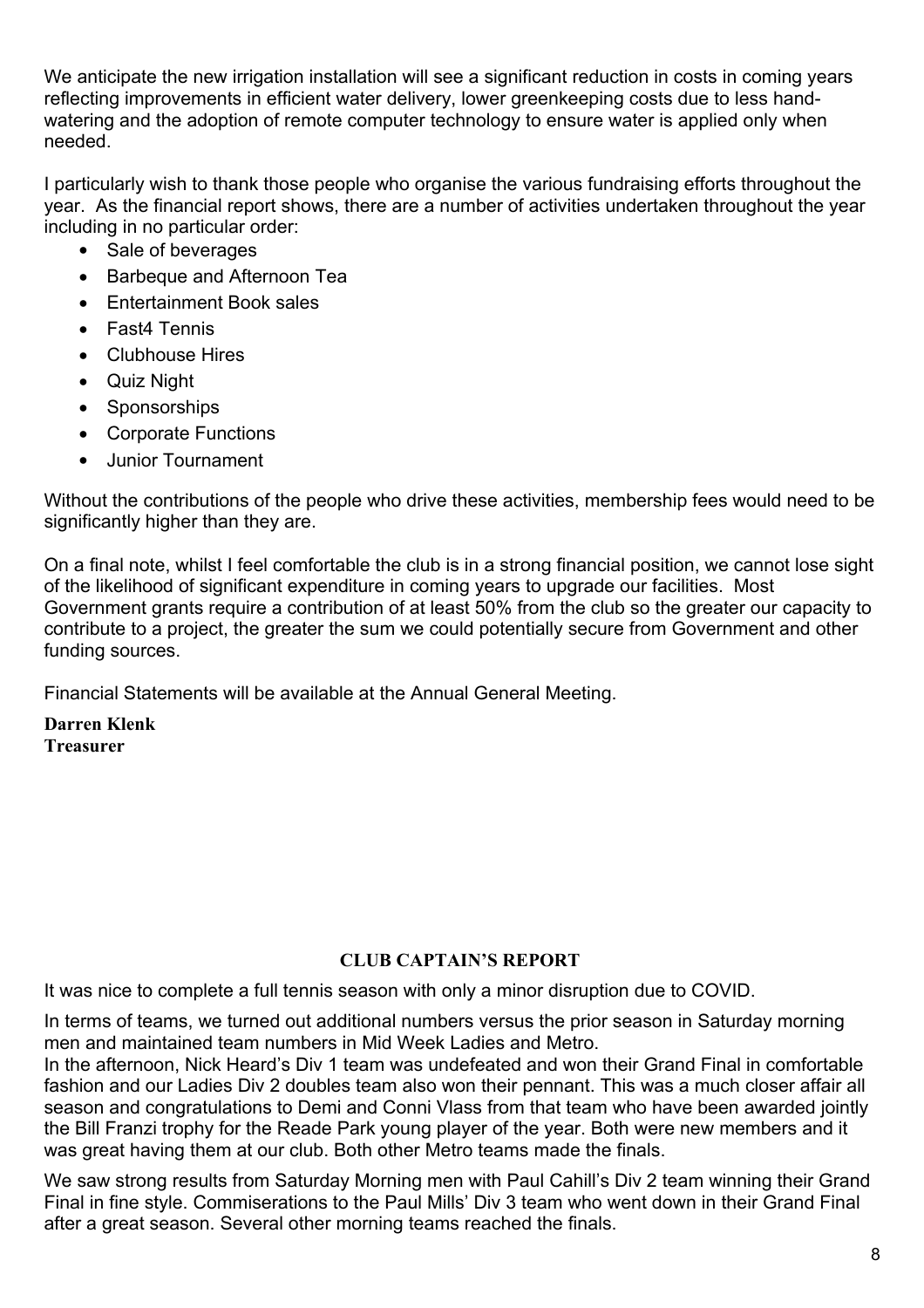We anticipate the new irrigation installation will see a significant reduction in costs in coming years reflecting improvements in efficient water delivery, lower greenkeeping costs due to less hand-watering and the adoption of remote computer technology to ensure water is applied only when needed.

I particularly wish to thank those people who organise the various fundraising efforts throughout the year. As the financial report shows, there are a number of activities undertaken throughout the year including in no particular order:

- Sale of beverages
- Barbeque and Afternoon Tea
- Entertainment Book sales
- Fast4 Tennis
- Clubhouse Hires
- Quiz Night
- Sponsorships
- Corporate Functions
- Junior Tournament

Without the contributions of the people who drive these activities, membership fees would need to be significantly higher than they are.

On a final note, whilst I feel comfortable the club is in a strong financial position, we cannot lose sight of the likelihood of significant expenditure in coming years to upgrade our facilities. Most Government grants require a contribution of at least 50% from the club so the greater our capacity to contribute to a project, the greater the sum we could potentially secure from Government and other funding sources.

Financial Statements will be available at the Annual General Meeting.

**Darren Klenk**
**Treasurer**

## CLUB CAPTAIN'S REPORT

It was nice to complete a full tennis season with only a minor disruption due to COVID.

In terms of teams, we turned out additional numbers versus the prior season in Saturday morning men and maintained team numbers in Mid Week Ladies and Metro.
In the afternoon, Nick Heard's Div 1 team was undefeated and won their Grand Final in comfortable fashion and our Ladies Div 2 doubles team also won their pennant. This was a much closer affair all season and congratulations to Demi and Conni Vlass from that team who have been awarded jointly the Bill Franzi trophy for the Reade Park young player of the year. Both were new members and it was great having them at our club. Both other Metro teams made the finals.

We saw strong results from Saturday Morning men with Paul Cahill's Div 2 team winning their Grand Final in fine style. Commiserations to the Paul Mills' Div 3 team who went down in their Grand Final after a great season. Several other morning teams reached the finals.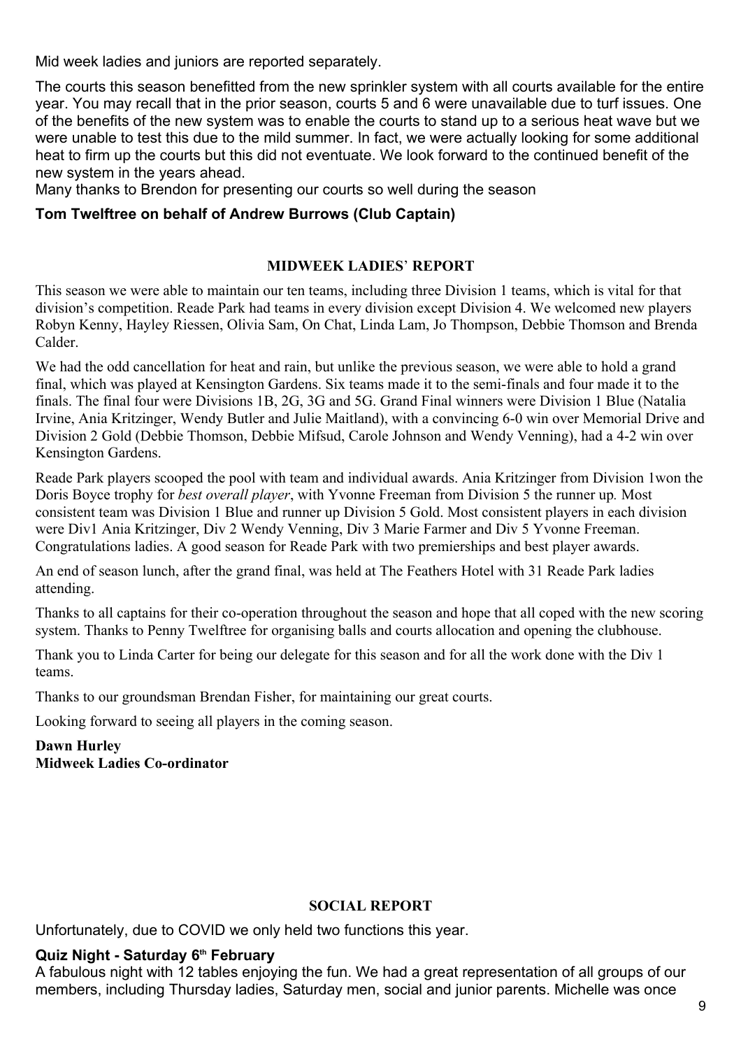Mid week ladies and juniors are reported separately.

The courts this season benefitted from the new sprinkler system with all courts available for the entire year. You may recall that in the prior season, courts 5 and 6 were unavailable due to turf issues. One of the benefits of the new system was to enable the courts to stand up to a serious heat wave but we were unable to test this due to the mild summer. In fact, we were actually looking for some additional heat to firm up the courts but this did not eventuate. We look forward to the continued benefit of the new system in the years ahead.
Many thanks to Brendon for presenting our courts so well during the season

**Tom Twelftree on behalf of Andrew Burrows (Club Captain)**

## MIDWEEK LADIES' REPORT

This season we were able to maintain our ten teams, including three Division 1 teams, which is vital for that division's competition. Reade Park had teams in every division except Division 4. We welcomed new players Robyn Kenny, Hayley Riessen, Olivia Sam, On Chat, Linda Lam, Jo Thompson, Debbie Thomson and Brenda Calder.

We had the odd cancellation for heat and rain, but unlike the previous season, we were able to hold a grand final, which was played at Kensington Gardens. Six teams made it to the semi-finals and four made it to the finals. The final four were Divisions 1B, 2G, 3G and 5G. Grand Final winners were Division 1 Blue (Natalia Irvine, Ania Kritzinger, Wendy Butler and Julie Maitland), with a convincing 6-0 win over Memorial Drive and Division 2 Gold (Debbie Thomson, Debbie Mifsud, Carole Johnson and Wendy Venning), had a 4-2 win over Kensington Gardens.

Reade Park players scooped the pool with team and individual awards. Ania Kritzinger from Division 1won the Doris Boyce trophy for *best overall player*, with Yvonne Freeman from Division 5 the runner up. Most consistent team was Division 1 Blue and runner up Division 5 Gold. Most consistent players in each division were Div1 Ania Kritzinger, Div 2 Wendy Venning, Div 3 Marie Farmer and Div 5 Yvonne Freeman. Congratulations ladies. A good season for Reade Park with two premierships and best player awards.

An end of season lunch, after the grand final, was held at The Feathers Hotel with 31 Reade Park ladies attending.

Thanks to all captains for their co-operation throughout the season and hope that all coped with the new scoring system. Thanks to Penny Twelftree for organising balls and courts allocation and opening the clubhouse.

Thank you to Linda Carter for being our delegate for this season and for all the work done with the Div 1 teams.

Thanks to our groundsman Brendan Fisher, for maintaining our great courts.

Looking forward to seeing all players in the coming season.

**Dawn Hurley**
**Midweek Ladies Co-ordinator**

## SOCIAL REPORT

Unfortunately, due to COVID we only held two functions this year.

**Quiz Night - Saturday 6th February**
A fabulous night with 12 tables enjoying the fun. We had a great representation of all groups of our members, including Thursday ladies, Saturday men, social and junior parents. Michelle was once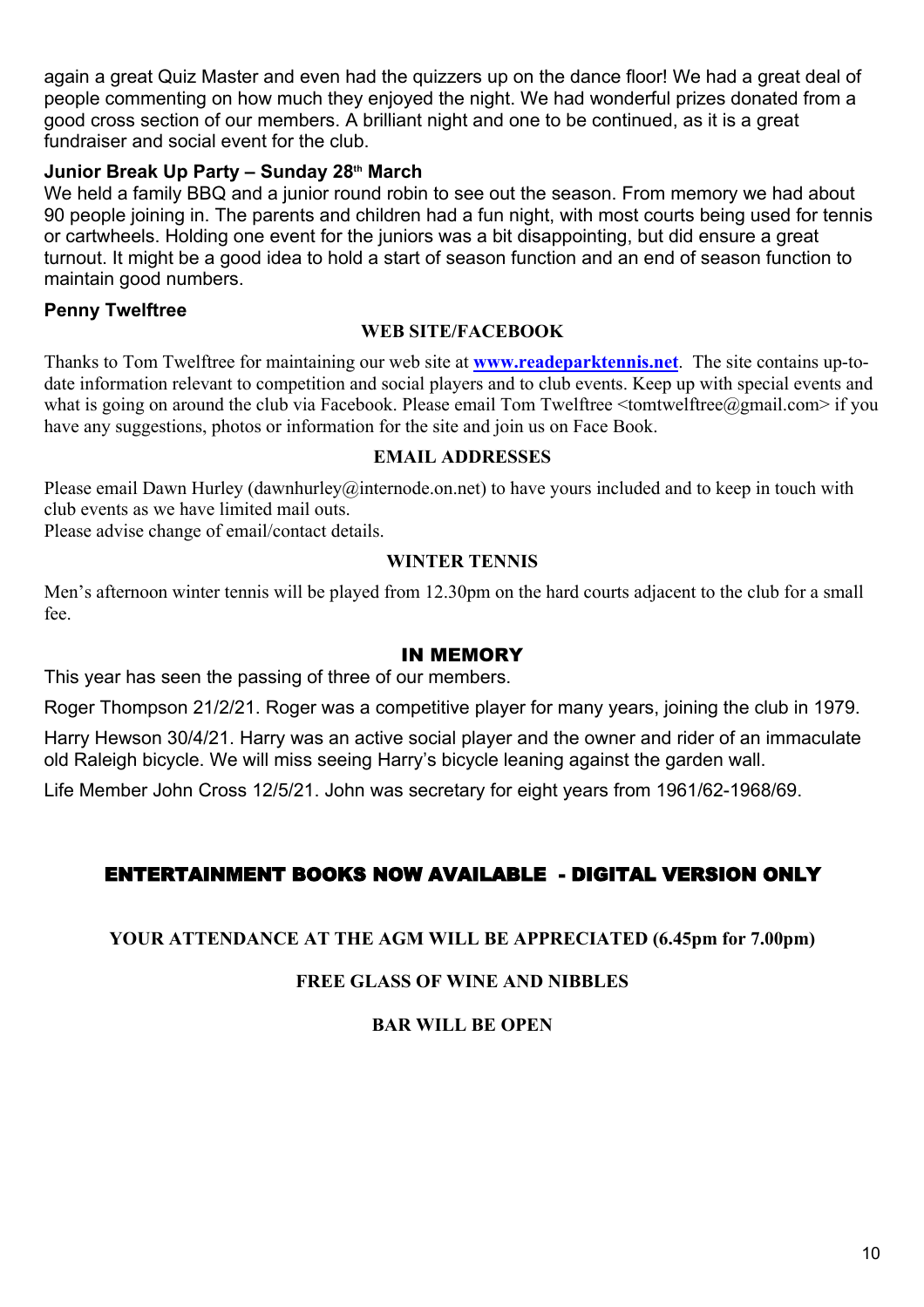again a great Quiz Master and even had the quizzers up on the dance floor! We had a great deal of people commenting on how much they enjoyed the night. We had wonderful prizes donated from a good cross section of our members. A brilliant night and one to be continued, as it is a great fundraiser and social event for the club.

**Junior Break Up Party – Sunday 28th March**

We held a family BBQ and a junior round robin to see out the season. From memory we had about 90 people joining in. The parents and children had a fun night, with most courts being used for tennis or cartwheels. Holding one event for the juniors was a bit disappointing, but did ensure a great turnout. It might be a good idea to hold a start of season function and an end of season function to maintain good numbers.

**Penny Twelftree**

## WEB SITE/FACEBOOK

Thanks to Tom Twelftree for maintaining our web site at **www.readeparktennis.net**. The site contains up-to-date information relevant to competition and social players and to club events. Keep up with special events and what is going on around the club via Facebook. Please email Tom Twelftree <tomtwelftree@gmail.com> if you have any suggestions, photos or information for the site and join us on Face Book.

## EMAIL ADDRESSES

Please email Dawn Hurley (dawnhurley@internode.on.net) to have yours included and to keep in touch with club events as we have limited mail outs.

Please advise change of email/contact details.

## WINTER TENNIS

Men's afternoon winter tennis will be played from 12.30pm on the hard courts adjacent to the club for a small fee.

## IN MEMORY

This year has seen the passing of three of our members.

Roger Thompson 21/2/21. Roger was a competitive player for many years, joining the club in 1979.

Harry Hewson 30/4/21. Harry was an active social player and the owner and rider of an immaculate old Raleigh bicycle. We will miss seeing Harry's bicycle leaning against the garden wall.

Life Member John Cross 12/5/21. John was secretary for eight years from 1961/62-1968/69.

## ENTERTAINMENT BOOKS NOW AVAILABLE - DIGITAL VERSION ONLY

**YOUR ATTENDANCE AT THE AGM WILL BE APPRECIATED (6.45pm for 7.00pm)**

**FREE GLASS OF WINE AND NIBBLES**

**BAR WILL BE OPEN**